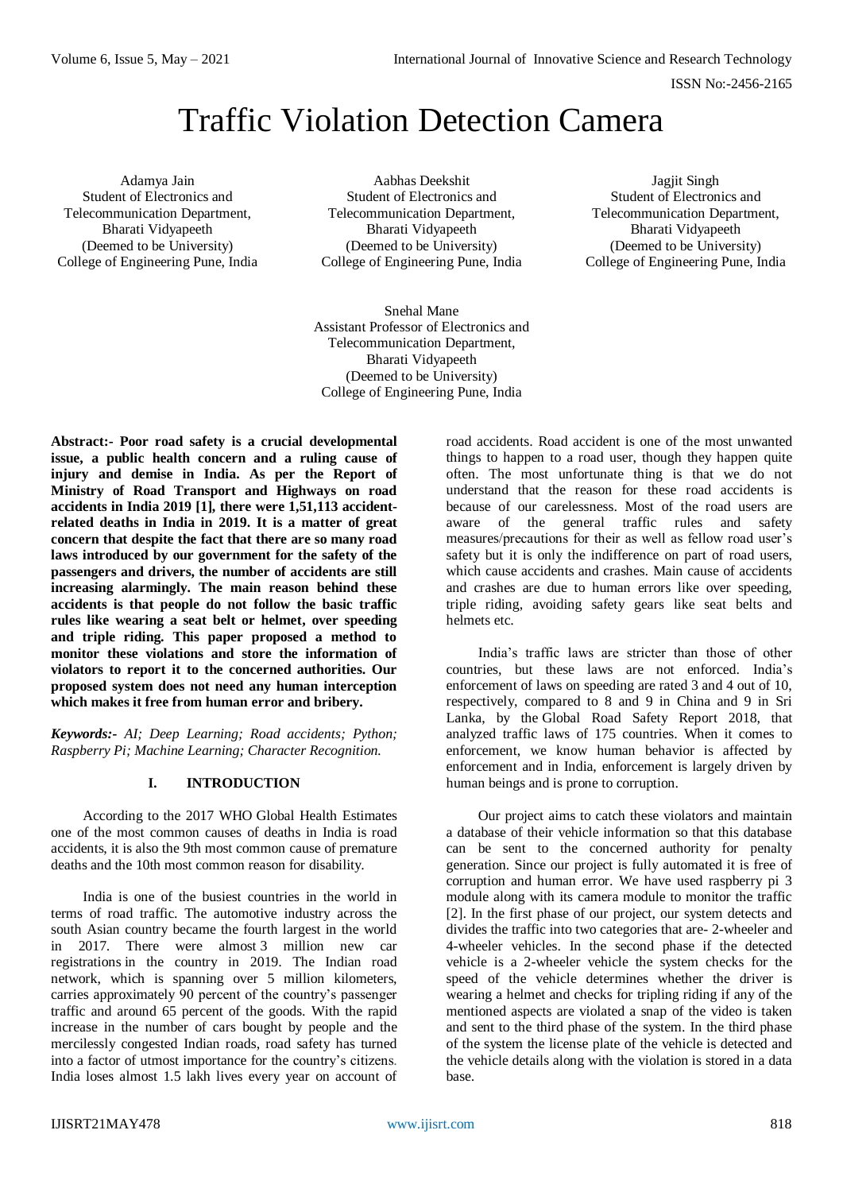# Traffic Violation Detection Camera

Adamya Jain
Student of Electronics and Telecommunication Department,
Bharati Vidyapeeth
(Deemed to be University)
College of Engineering Pune, India

Aabhas Deekshit
Student of Electronics and Telecommunication Department,
Bharati Vidyapeeth
(Deemed to be University)
College of Engineering Pune, India

Jagjit Singh
Student of Electronics and Telecommunication Department,
Bharati Vidyapeeth
(Deemed to be University)
College of Engineering Pune, India

Snehal Mane
Assistant Professor of Electronics and Telecommunication Department,
Bharati Vidyapeeth
(Deemed to be University)
College of Engineering Pune, India

**Abstract:- Poor road safety is a crucial developmental issue, a public health concern and a ruling cause of injury and demise in India. As per the Report of Ministry of Road Transport and Highways on road accidents in India 2019 [1], there were 1,51,113 accident-related deaths in India in 2019. It is a matter of great concern that despite the fact that there are so many road laws introduced by our government for the safety of the passengers and drivers, the number of accidents are still increasing alarmingly. The main reason behind these accidents is that people do not follow the basic traffic rules like wearing a seat belt or helmet, over speeding and triple riding. This paper proposed a method to monitor these violations and store the information of violators to report it to the concerned authorities. Our proposed system does not need any human interception which makes it free from human error and bribery.**

***Keywords:-** AI; Deep Learning; Road accidents; Python; Raspberry Pi; Machine Learning; Character Recognition.*

## I. INTRODUCTION

According to the 2017 WHO Global Health Estimates one of the most common causes of deaths in India is road accidents, it is also the 9th most common cause of premature deaths and the 10th most common reason for disability.

India is one of the busiest countries in the world in terms of road traffic. The automotive industry across the south Asian country became the fourth largest in the world in 2017. There were almost 3 million new car registrations in the country in 2019. The Indian road network, which is spanning over 5 million kilometers, carries approximately 90 percent of the country's passenger traffic and around 65 percent of the goods. With the rapid increase in the number of cars bought by people and the mercilessly congested Indian roads, road safety has turned into a factor of utmost importance for the country's citizens. India loses almost 1.5 lakh lives every year on account of road accidents. Road accident is one of the most unwanted things to happen to a road user, though they happen quite often. The most unfortunate thing is that we do not understand that the reason for these road accidents is because of our carelessness. Most of the road users are aware of the general traffic rules and safety measures/precautions for their as well as fellow road user's safety but it is only the indifference on part of road users, which cause accidents and crashes. Main cause of accidents and crashes are due to human errors like over speeding, triple riding, avoiding safety gears like seat belts and helmets etc.

India's traffic laws are stricter than those of other countries, but these laws are not enforced. India's enforcement of laws on speeding are rated 3 and 4 out of 10, respectively, compared to 8 and 9 in China and 9 in Sri Lanka, by the Global Road Safety Report 2018, that analyzed traffic laws of 175 countries. When it comes to enforcement, we know human behavior is affected by enforcement and in India, enforcement is largely driven by human beings and is prone to corruption.

Our project aims to catch these violators and maintain a database of their vehicle information so that this database can be sent to the concerned authority for penalty generation. Since our project is fully automated it is free of corruption and human error. We have used raspberry pi 3 module along with its camera module to monitor the traffic [2]. In the first phase of our project, our system detects and divides the traffic into two categories that are- 2-wheeler and 4-wheeler vehicles. In the second phase if the detected vehicle is a 2-wheeler vehicle the system checks for the speed of the vehicle determines whether the driver is wearing a helmet and checks for tripling riding if any of the mentioned aspects are violated a snap of the video is taken and sent to the third phase of the system. In the third phase of the system the license plate of the vehicle is detected and the vehicle details along with the violation is stored in a data base.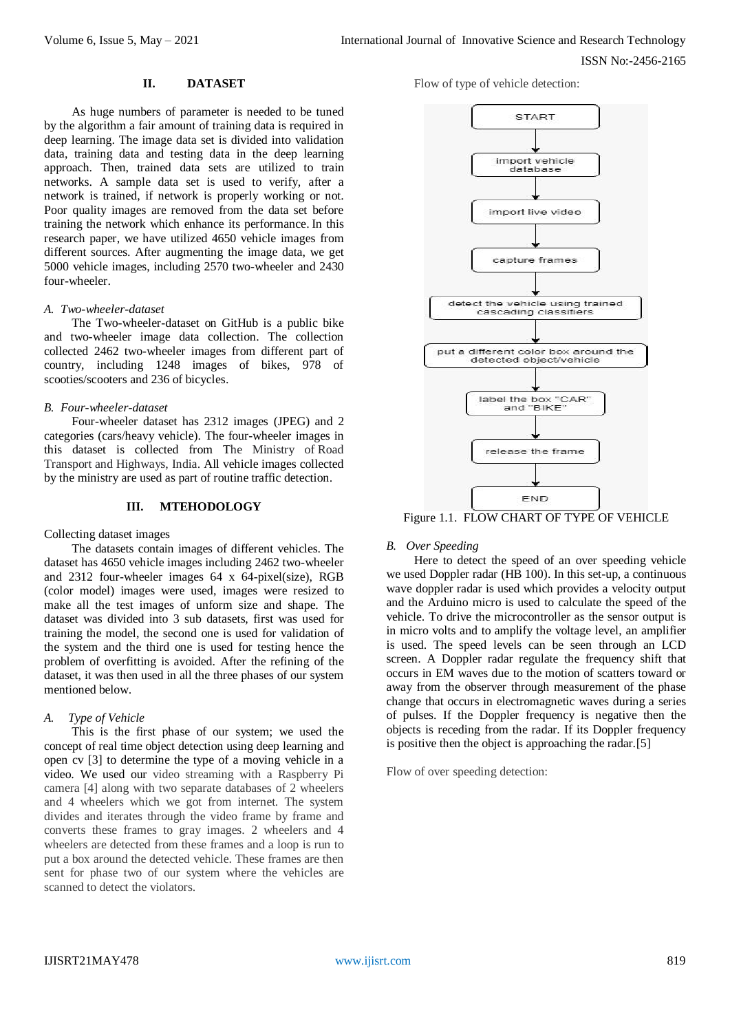## II. DATASET

As huge numbers of parameter is needed to be tuned by the algorithm a fair amount of training data is required in deep learning. The image data set is divided into validation data, training data and testing data in the deep learning approach. Then, trained data sets are utilized to train networks. A sample data set is used to verify, after a network is trained, if network is properly working or not. Poor quality images are removed from the data set before training the network which enhance its performance. In this research paper, we have utilized 4650 vehicle images from different sources. After augmenting the image data, we get 5000 vehicle images, including 2570 two-wheeler and 2430 four-wheeler.

### *A. Two-wheeler-dataset*

The Two-wheeler-dataset on GitHub is a public bike and two-wheeler image data collection. The collection collected 2462 two-wheeler images from different part of country, including 1248 images of bikes, 978 of scooties/scooters and 236 of bicycles.

### *B. Four-wheeler-dataset*

Four-wheeler dataset has 2312 images (JPEG) and 2 categories (cars/heavy vehicle). The four-wheeler images in this dataset is collected from The Ministry of Road Transport and Highways, India. All vehicle images collected by the ministry are used as part of routine traffic detection.

## III. MTEHODOLOGY

Collecting dataset images

The datasets contain images of different vehicles. The dataset has 4650 vehicle images including 2462 two-wheeler and 2312 four-wheeler images 64 x 64-pixel(size), RGB (color model) images were used, images were resized to make all the test images of unform size and shape. The dataset was divided into 3 sub datasets, first was used for training the model, the second one is used for validation of the system and the third one is used for testing hence the problem of overfitting is avoided. After the refining of the dataset, it was then used in all the three phases of our system mentioned below.

### *A. Type of Vehicle*

This is the first phase of our system; we used the concept of real time object detection using deep learning and open cv [3] to determine the type of a moving vehicle in a video. We used our video streaming with a Raspberry Pi camera [4] along with two separate databases of 2 wheelers and 4 wheelers which we got from internet. The system divides and iterates through the video frame by frame and converts these frames to gray images. 2 wheelers and 4 wheelers are detected from these frames and a loop is run to put a box around the detected vehicle. These frames are then sent for phase two of our system where the vehicles are scanned to detect the violators.

Flow of type of vehicle detection:

START → import vehicle database → import live video → capture frames → detect the vehicle using trained cascading classifiers → put a different color box around the detected object/vehicle → label the box "CAR" and "BIKE" → release the frame → END

Figure 1.1. FLOW CHART OF TYPE OF VEHICLE

### *B. Over Speeding*

Here to detect the speed of an over speeding vehicle we used Doppler radar (HB 100). In this set-up, a continuous wave doppler radar is used which provides a velocity output and the Arduino micro is used to calculate the speed of the vehicle. To drive the microcontroller as the sensor output is in micro volts and to amplify the voltage level, an amplifier is used. The speed levels can be seen through an LCD screen. A Doppler radar regulate the frequency shift that occurs in EM waves due to the motion of scatters toward or away from the observer through measurement of the phase change that occurs in electromagnetic waves during a series of pulses. If the Doppler frequency is negative then the objects is receding from the radar. If its Doppler frequency is positive then the object is approaching the radar.[5]

Flow of over speeding detection: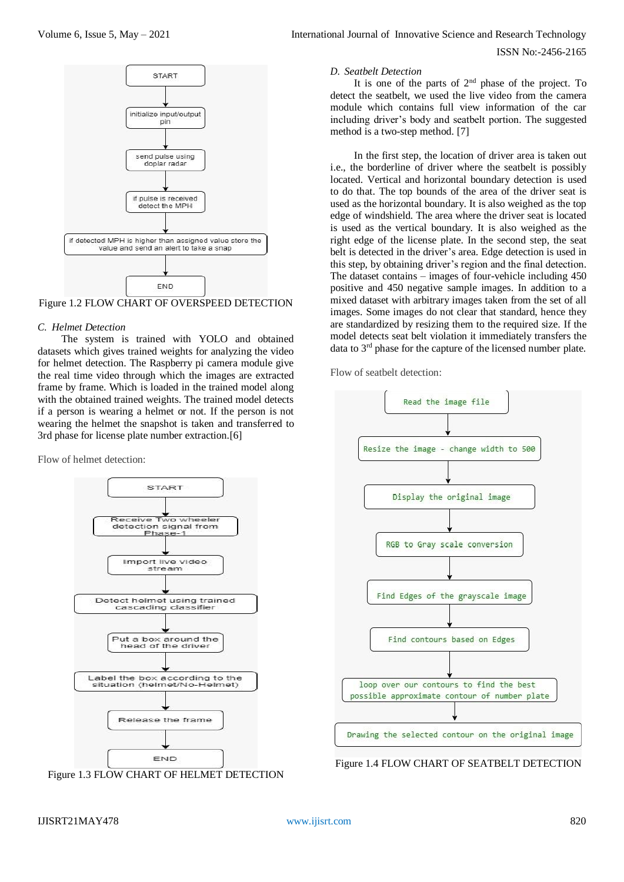START

initialize input/output pin

send pulse using doplar radar

if pulse is received detect the MPH

if detected MPH is higher than assigned value store the value and send an alert to take a snap

END

Figure 1.2 FLOW CHART OF OVERSPEED DETECTION

### C. Helmet Detection

The system is trained with YOLO and obtained datasets which gives trained weights for analyzing the video for helmet detection. The Raspberry pi camera module give the real time video through which the images are extracted frame by frame. Which is loaded in the trained model along with the obtained trained weights. The trained model detects if a person is wearing a helmet or not. If the person is not wearing the helmet the snapshot is taken and transferred to 3rd phase for license plate number extraction.[6]

Flow of helmet detection:

START

Receive Two wheeler detection signal from Phase-1

Import live video stream

Detect helmet using trained cascading classifier

Put a box around the head of the driver

Label the box according to the situation (helmet/No-Helmet)

Release the frame

END

Figure 1.3 FLOW CHART OF HELMET DETECTION

### D. Seatbelt Detection

It is one of the parts of 2nd phase of the project. To detect the seatbelt, we used the live video from the camera module which contains full view information of the car including driver's body and seatbelt portion. The suggested method is a two-step method. [7]

In the first step, the location of driver area is taken out i.e., the borderline of driver where the seatbelt is possibly located. Vertical and horizontal boundary detection is used to do that. The top bounds of the area of the driver seat is used as the horizontal boundary. It is also weighed as the top edge of windshield. The area where the driver seat is located is used as the vertical boundary. It is also weighed as the right edge of the license plate. In the second step, the seat belt is detected in the driver's area. Edge detection is used in this step, by obtaining driver's region and the final detection. The dataset contains – images of four-vehicle including 450 positive and 450 negative sample images. In addition to a mixed dataset with arbitrary images taken from the set of all images. Some images do not clear that standard, hence they are standardized by resizing them to the required size. If the model detects seat belt violation it immediately transfers the data to 3rd phase for the capture of the licensed number plate.

Flow of seatbelt detection:

Read the image file

Resize the image - change width to 500

Display the original image

RGB to Gray scale conversion

Find Edges of the grayscale image

Find contours based on Edges

loop over our contours to find the best possible approximate contour of number plate

Drawing the selected contour on the original image

Figure 1.4 FLOW CHART OF SEATBELT DETECTION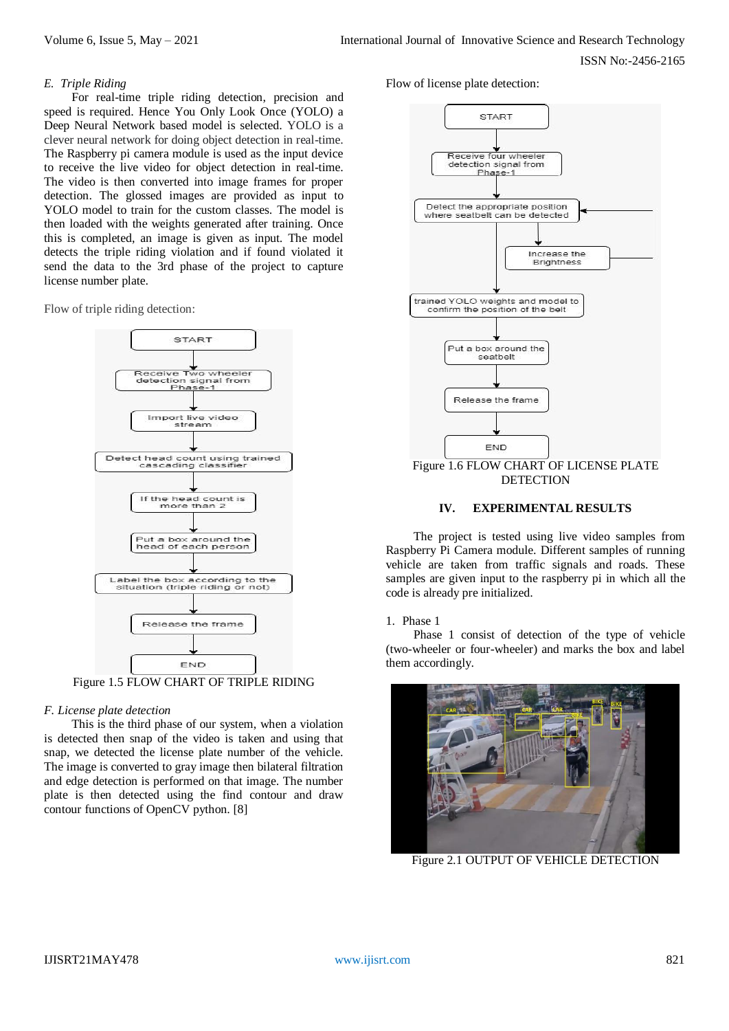### E. Triple Riding

For real-time triple riding detection, precision and speed is required. Hence You Only Look Once (YOLO) a Deep Neural Network based model is selected. YOLO is a clever neural network for doing object detection in real-time. The Raspberry pi camera module is used as the input device to receive the live video for object detection in real-time. The video is then converted into image frames for proper detection. The glossed images are provided as input to YOLO model to train for the custom classes. The model is then loaded with the weights generated after training. Once this is completed, an image is given as input. The model detects the triple riding violation and if found violated it send the data to the 3rd phase of the project to capture license number plate.

Flow of triple riding detection:

START → Receive Two wheeler detection signal from Phase-1 → Import live video stream → Detect head count using trained cascading classifier → If the head count is more than 2 → Put a box around the head of each person → Label the box according to the situation (triple riding or not) → Release the frame → END

Figure 1.5 FLOW CHART OF TRIPLE RIDING

### F. License plate detection

This is the third phase of our system, when a violation is detected then snap of the video is taken and using that snap, we detected the license plate number of the vehicle. The image is converted to gray image then bilateral filtration and edge detection is performed on that image. The number plate is then detected using the find contour and draw contour functions of OpenCV python. [8]

Flow of license plate detection:

START → Receive four wheeler detection signal from Phase-1 → Detect the appropriate position where seatbelt can be detected (→ Increase the Brightness → back to detection) → trained YOLO weights and model to confirm the position of the belt → Put a box around the seatbelt → Release the frame → END

Figure 1.6 FLOW CHART OF LICENSE PLATE DETECTION

## IV. EXPERIMENTAL RESULTS

The project is tested using live video samples from Raspberry Pi Camera module. Different samples of running vehicle are taken from traffic signals and roads. These samples are given input to the raspberry pi in which all the code is already pre initialized.

1. Phase 1

Phase 1 consist of detection of the type of vehicle (two-wheeler or four-wheeler) and marks the box and label them accordingly.

Figure 2.1 OUTPUT OF VEHICLE DETECTION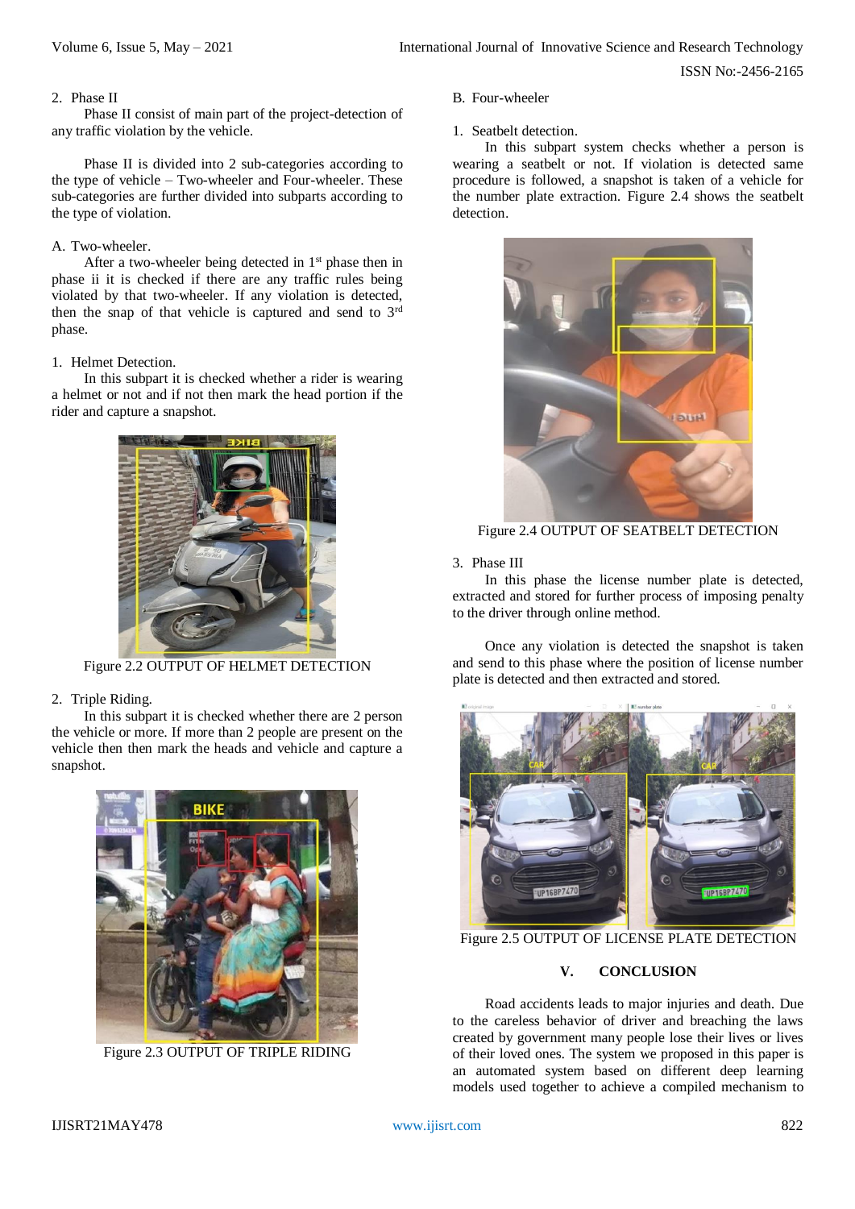2. Phase II

Phase II consist of main part of the project-detection of any traffic violation by the vehicle.

Phase II is divided into 2 sub-categories according to the type of vehicle – Two-wheeler and Four-wheeler. These sub-categories are further divided into subparts according to the type of violation.

A. Two-wheeler.

After a two-wheeler being detected in 1st phase then in phase ii it is checked if there are any traffic rules being violated by that two-wheeler. If any violation is detected, then the snap of that vehicle is captured and send to 3rd phase.

1. Helmet Detection.

In this subpart it is checked whether a rider is wearing a helmet or not and if not then mark the head portion if the rider and capture a snapshot.

Figure 2.2 OUTPUT OF HELMET DETECTION

2. Triple Riding.

In this subpart it is checked whether there are 2 person the vehicle or more. If more than 2 people are present on the vehicle then then mark the heads and vehicle and capture a snapshot.

Figure 2.3 OUTPUT OF TRIPLE RIDING

B. Four-wheeler

1. Seatbelt detection.

In this subpart system checks whether a person is wearing a seatbelt or not. If violation is detected same procedure is followed, a snapshot is taken of a vehicle for the number plate extraction. Figure 2.4 shows the seatbelt detection.

Figure 2.4 OUTPUT OF SEATBELT DETECTION

3. Phase III

In this phase the license number plate is detected, extracted and stored for further process of imposing penalty to the driver through online method.

Once any violation is detected the snapshot is taken and send to this phase where the position of license number plate is detected and then extracted and stored.

Figure 2.5 OUTPUT OF LICENSE PLATE DETECTION

## V. CONCLUSION

Road accidents leads to major injuries and death. Due to the careless behavior of driver and breaching the laws created by government many people lose their lives or lives of their loved ones. The system we proposed in this paper is an automated system based on different deep learning models used together to achieve a compiled mechanism to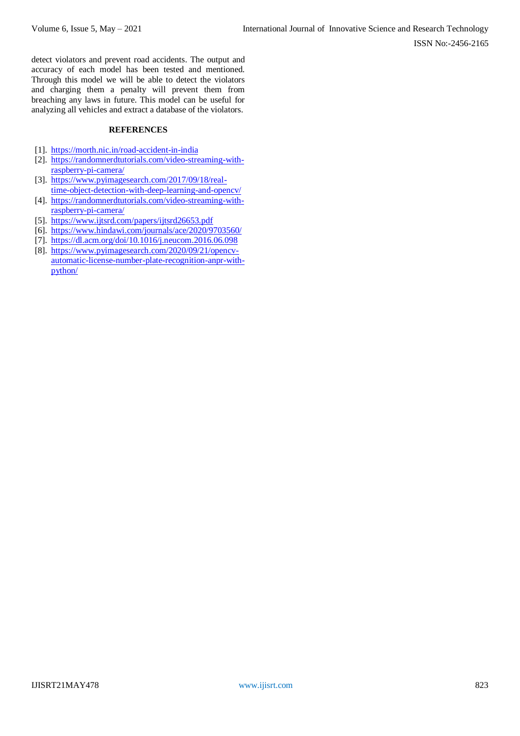detect violators and prevent road accidents. The output and accuracy of each model has been tested and mentioned. Through this model we will be able to detect the violators and charging them a penalty will prevent them from breaching any laws in future. This model can be useful for analyzing all vehicles and extract a database of the violators.

## REFERENCES

[1]. https://morth.nic.in/road-accident-in-india
[2]. https://randomnerdtutorials.com/video-streaming-with-raspberry-pi-camera/
[3]. https://www.pyimagesearch.com/2017/09/18/real-time-object-detection-with-deep-learning-and-opencv/
[4]. https://randomnerdtutorials.com/video-streaming-with-raspberry-pi-camera/
[5]. https://www.ijtsrd.com/papers/ijtsrd26653.pdf
[6]. https://www.hindawi.com/journals/ace/2020/9703560/
[7]. https://dl.acm.org/doi/10.1016/j.neucom.2016.06.098
[8]. https://www.pyimagesearch.com/2020/09/21/opencv-automatic-license-number-plate-recognition-anpr-with-python/